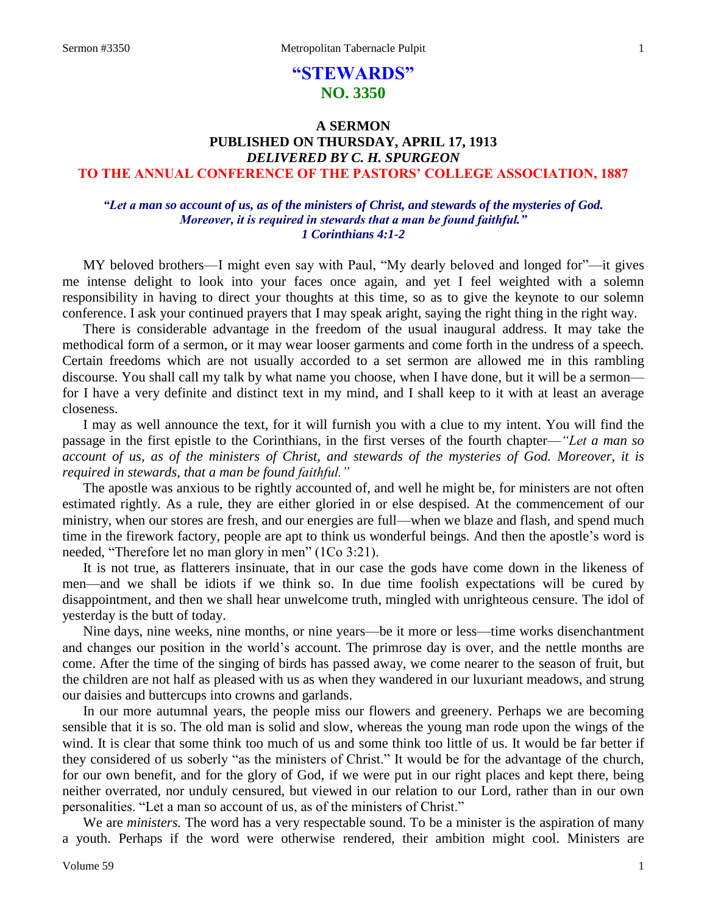# "STEWARDS"
## NO. 3350

### A SERMON
### PUBLISHED ON THURSDAY, APRIL 17, 1913
### *DELIVERED BY C. H. SPURGEON*
### TO THE ANNUAL CONFERENCE OF THE PASTORS' COLLEGE ASSOCIATION, 1887

***"Let a man so account of us, as of the ministers of Christ, and stewards of the mysteries of God. Moreover, it is required in stewards that a man be found faithful." 1 Corinthians 4:1-2***

MY beloved brothers—I might even say with Paul, "My dearly beloved and longed for"—it gives me intense delight to look into your faces once again, and yet I feel weighted with a solemn responsibility in having to direct your thoughts at this time, so as to give the keynote to our solemn conference. I ask your continued prayers that I may speak aright, saying the right thing in the right way.

There is considerable advantage in the freedom of the usual inaugural address. It may take the methodical form of a sermon, or it may wear looser garments and come forth in the undress of a speech. Certain freedoms which are not usually accorded to a set sermon are allowed me in this rambling discourse. You shall call my talk by what name you choose, when I have done, but it will be a sermon—for I have a very definite and distinct text in my mind, and I shall keep to it with at least an average closeness.

I may as well announce the text, for it will furnish you with a clue to my intent. You will find the passage in the first epistle to the Corinthians, in the first verses of the fourth chapter—*"Let a man so account of us, as of the ministers of Christ, and stewards of the mysteries of God. Moreover, it is required in stewards, that a man be found faithful."*

The apostle was anxious to be rightly accounted of, and well he might be, for ministers are not often estimated rightly. As a rule, they are either gloried in or else despised. At the commencement of our ministry, when our stores are fresh, and our energies are full—when we blaze and flash, and spend much time in the firework factory, people are apt to think us wonderful beings. And then the apostle's word is needed, "Therefore let no man glory in men" (1Co 3:21).

It is not true, as flatterers insinuate, that in our case the gods have come down in the likeness of men—and we shall be idiots if we think so. In due time foolish expectations will be cured by disappointment, and then we shall hear unwelcome truth, mingled with unrighteous censure. The idol of yesterday is the butt of today.

Nine days, nine weeks, nine months, or nine years—be it more or less—time works disenchantment and changes our position in the world's account. The primrose day is over, and the nettle months are come. After the time of the singing of birds has passed away, we come nearer to the season of fruit, but the children are not half as pleased with us as when they wandered in our luxuriant meadows, and strung our daisies and buttercups into crowns and garlands.

In our more autumnal years, the people miss our flowers and greenery. Perhaps we are becoming sensible that it is so. The old man is solid and slow, whereas the young man rode upon the wings of the wind. It is clear that some think too much of us and some think too little of us. It would be far better if they considered of us soberly "as the ministers of Christ." It would be for the advantage of the church, for our own benefit, and for the glory of God, if we were put in our right places and kept there, being neither overrated, nor unduly censured, but viewed in our relation to our Lord, rather than in our own personalities. "Let a man so account of us, as of the ministers of Christ."

We are *ministers.* The word has a very respectable sound. To be a minister is the aspiration of many a youth. Perhaps if the word were otherwise rendered, their ambition might cool. Ministers are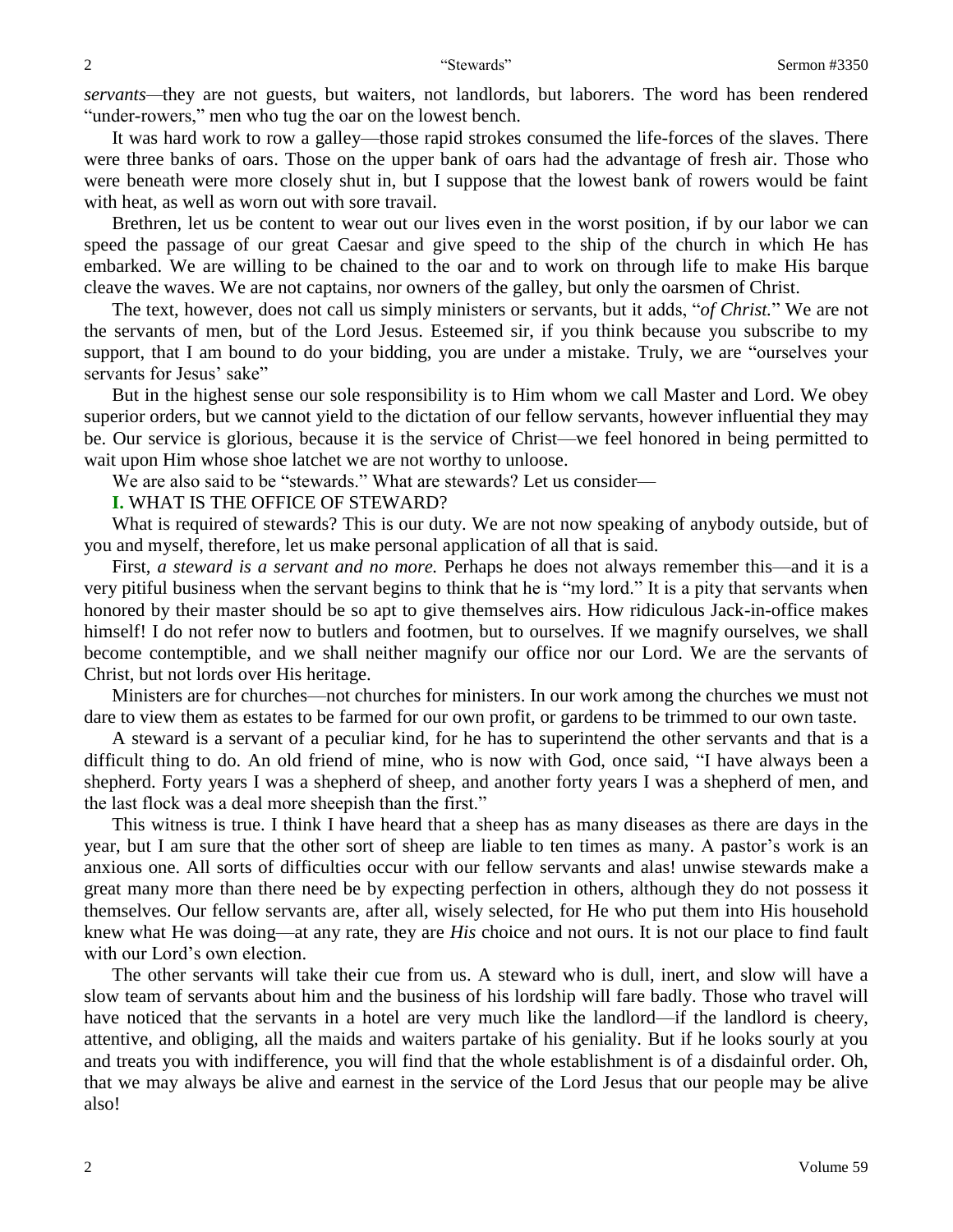*servants—*they are not guests, but waiters, not landlords, but laborers. The word has been rendered "under-rowers," men who tug the oar on the lowest bench.

It was hard work to row a galley—those rapid strokes consumed the life-forces of the slaves. There were three banks of oars. Those on the upper bank of oars had the advantage of fresh air. Those who were beneath were more closely shut in, but I suppose that the lowest bank of rowers would be faint with heat, as well as worn out with sore travail.

Brethren, let us be content to wear out our lives even in the worst position, if by our labor we can speed the passage of our great Caesar and give speed to the ship of the church in which He has embarked. We are willing to be chained to the oar and to work on through life to make His barque cleave the waves. We are not captains, nor owners of the galley, but only the oarsmen of Christ.

The text, however, does not call us simply ministers or servants, but it adds, "*of Christ.*" We are not the servants of men, but of the Lord Jesus. Esteemed sir, if you think because you subscribe to my support, that I am bound to do your bidding, you are under a mistake. Truly, we are "ourselves your servants for Jesus' sake"

But in the highest sense our sole responsibility is to Him whom we call Master and Lord. We obey superior orders, but we cannot yield to the dictation of our fellow servants, however influential they may be. Our service is glorious, because it is the service of Christ—we feel honored in being permitted to wait upon Him whose shoe latchet we are not worthy to unloose.

We are also said to be "stewards." What are stewards? Let us consider—

**I.** WHAT IS THE OFFICE OF STEWARD?

What is required of stewards? This is our duty. We are not now speaking of anybody outside, but of you and myself, therefore, let us make personal application of all that is said.

First, *a steward is a servant and no more.* Perhaps he does not always remember this—and it is a very pitiful business when the servant begins to think that he is "my lord." It is a pity that servants when honored by their master should be so apt to give themselves airs. How ridiculous Jack-in-office makes himself! I do not refer now to butlers and footmen, but to ourselves. If we magnify ourselves, we shall become contemptible, and we shall neither magnify our office nor our Lord. We are the servants of Christ, but not lords over His heritage.

Ministers are for churches—not churches for ministers. In our work among the churches we must not dare to view them as estates to be farmed for our own profit, or gardens to be trimmed to our own taste.

A steward is a servant of a peculiar kind, for he has to superintend the other servants and that is a difficult thing to do. An old friend of mine, who is now with God, once said, "I have always been a shepherd. Forty years I was a shepherd of sheep, and another forty years I was a shepherd of men, and the last flock was a deal more sheepish than the first."

This witness is true. I think I have heard that a sheep has as many diseases as there are days in the year, but I am sure that the other sort of sheep are liable to ten times as many. A pastor's work is an anxious one. All sorts of difficulties occur with our fellow servants and alas! unwise stewards make a great many more than there need be by expecting perfection in others, although they do not possess it themselves. Our fellow servants are, after all, wisely selected, for He who put them into His household knew what He was doing—at any rate, they are *His* choice and not ours. It is not our place to find fault with our Lord's own election.

The other servants will take their cue from us. A steward who is dull, inert, and slow will have a slow team of servants about him and the business of his lordship will fare badly. Those who travel will have noticed that the servants in a hotel are very much like the landlord—if the landlord is cheery, attentive, and obliging, all the maids and waiters partake of his geniality. But if he looks sourly at you and treats you with indifference, you will find that the whole establishment is of a disdainful order. Oh, that we may always be alive and earnest in the service of the Lord Jesus that our people may be alive also!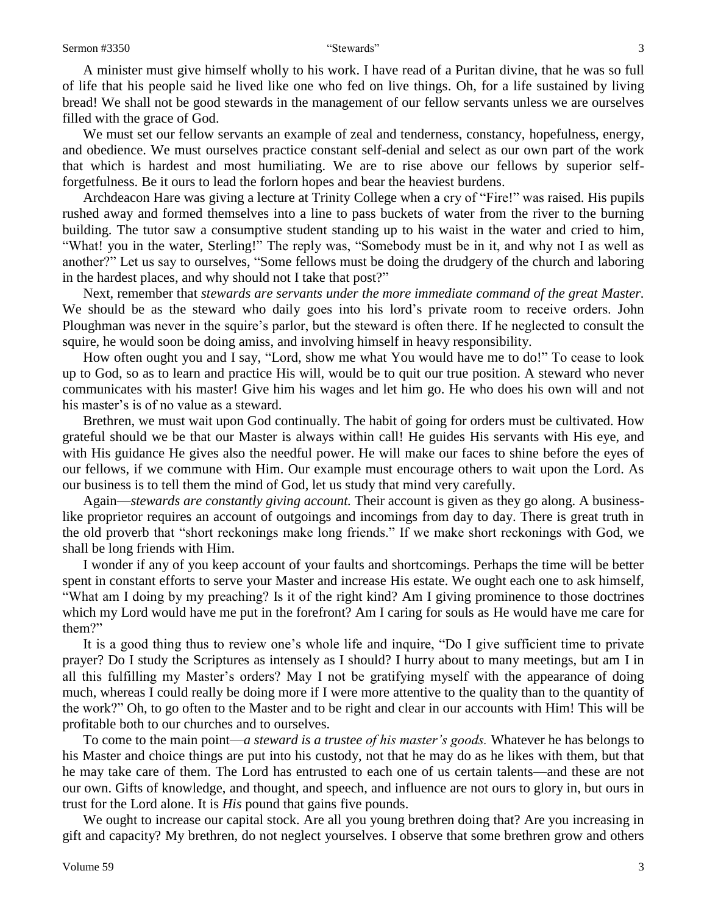A minister must give himself wholly to his work. I have read of a Puritan divine, that he was so full of life that his people said he lived like one who fed on live things. Oh, for a life sustained by living bread! We shall not be good stewards in the management of our fellow servants unless we are ourselves filled with the grace of God.

We must set our fellow servants an example of zeal and tenderness, constancy, hopefulness, energy, and obedience. We must ourselves practice constant self-denial and select as our own part of the work that which is hardest and most humiliating. We are to rise above our fellows by superior self-forgetfulness. Be it ours to lead the forlorn hopes and bear the heaviest burdens.

Archdeacon Hare was giving a lecture at Trinity College when a cry of "Fire!" was raised. His pupils rushed away and formed themselves into a line to pass buckets of water from the river to the burning building. The tutor saw a consumptive student standing up to his waist in the water and cried to him, "What! you in the water, Sterling!" The reply was, "Somebody must be in it, and why not I as well as another?" Let us say to ourselves, "Some fellows must be doing the drudgery of the church and laboring in the hardest places, and why should not I take that post?"

Next, remember that *stewards are servants under the more immediate command of the great Master.* We should be as the steward who daily goes into his lord's private room to receive orders. John Ploughman was never in the squire's parlor, but the steward is often there. If he neglected to consult the squire, he would soon be doing amiss, and involving himself in heavy responsibility.

How often ought you and I say, "Lord, show me what You would have me to do!" To cease to look up to God, so as to learn and practice His will, would be to quit our true position. A steward who never communicates with his master! Give him his wages and let him go. He who does his own will and not his master's is of no value as a steward.

Brethren, we must wait upon God continually. The habit of going for orders must be cultivated. How grateful should we be that our Master is always within call! He guides His servants with His eye, and with His guidance He gives also the needful power. He will make our faces to shine before the eyes of our fellows, if we commune with Him. Our example must encourage others to wait upon the Lord. As our business is to tell them the mind of God, let us study that mind very carefully.

Again—*stewards are constantly giving account.* Their account is given as they go along. A business-like proprietor requires an account of outgoings and incomings from day to day. There is great truth in the old proverb that "short reckonings make long friends." If we make short reckonings with God, we shall be long friends with Him.

I wonder if any of you keep account of your faults and shortcomings. Perhaps the time will be better spent in constant efforts to serve your Master and increase His estate. We ought each one to ask himself, "What am I doing by my preaching? Is it of the right kind? Am I giving prominence to those doctrines which my Lord would have me put in the forefront? Am I caring for souls as He would have me care for them?"

It is a good thing thus to review one's whole life and inquire, "Do I give sufficient time to private prayer? Do I study the Scriptures as intensely as I should? I hurry about to many meetings, but am I in all this fulfilling my Master's orders? May I not be gratifying myself with the appearance of doing much, whereas I could really be doing more if I were more attentive to the quality than to the quantity of the work?" Oh, to go often to the Master and to be right and clear in our accounts with Him! This will be profitable both to our churches and to ourselves.

To come to the main point—*a steward is a trustee of his master's goods.* Whatever he has belongs to his Master and choice things are put into his custody, not that he may do as he likes with them, but that he may take care of them. The Lord has entrusted to each one of us certain talents—and these are not our own. Gifts of knowledge, and thought, and speech, and influence are not ours to glory in, but ours in trust for the Lord alone. It is *His* pound that gains five pounds.

We ought to increase our capital stock. Are all you young brethren doing that? Are you increasing in gift and capacity? My brethren, do not neglect yourselves. I observe that some brethren grow and others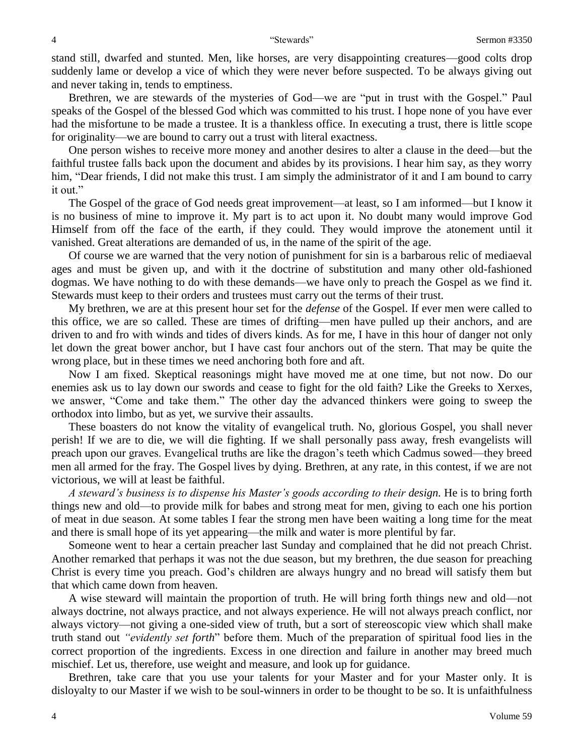stand still, dwarfed and stunted. Men, like horses, are very disappointing creatures—good colts drop suddenly lame or develop a vice of which they were never before suspected. To be always giving out and never taking in, tends to emptiness.

Brethren, we are stewards of the mysteries of God—we are "put in trust with the Gospel." Paul speaks of the Gospel of the blessed God which was committed to his trust. I hope none of you have ever had the misfortune to be made a trustee. It is a thankless office. In executing a trust, there is little scope for originality—we are bound to carry out a trust with literal exactness.

One person wishes to receive more money and another desires to alter a clause in the deed—but the faithful trustee falls back upon the document and abides by its provisions. I hear him say, as they worry him, "Dear friends, I did not make this trust. I am simply the administrator of it and I am bound to carry it out."

The Gospel of the grace of God needs great improvement—at least, so I am informed—but I know it is no business of mine to improve it. My part is to act upon it. No doubt many would improve God Himself from off the face of the earth, if they could. They would improve the atonement until it vanished. Great alterations are demanded of us, in the name of the spirit of the age.

Of course we are warned that the very notion of punishment for sin is a barbarous relic of mediaeval ages and must be given up, and with it the doctrine of substitution and many other old-fashioned dogmas. We have nothing to do with these demands—we have only to preach the Gospel as we find it. Stewards must keep to their orders and trustees must carry out the terms of their trust.

My brethren, we are at this present hour set for the *defense* of the Gospel. If ever men were called to this office, we are so called. These are times of drifting—men have pulled up their anchors, and are driven to and fro with winds and tides of divers kinds. As for me, I have in this hour of danger not only let down the great bower anchor, but I have cast four anchors out of the stern. That may be quite the wrong place, but in these times we need anchoring both fore and aft.

Now I am fixed. Skeptical reasonings might have moved me at one time, but not now. Do our enemies ask us to lay down our swords and cease to fight for the old faith? Like the Greeks to Xerxes, we answer, "Come and take them." The other day the advanced thinkers were going to sweep the orthodox into limbo, but as yet, we survive their assaults.

These boasters do not know the vitality of evangelical truth. No, glorious Gospel, you shall never perish! If we are to die, we will die fighting. If we shall personally pass away, fresh evangelists will preach upon our graves. Evangelical truths are like the dragon's teeth which Cadmus sowed—they breed men all armed for the fray. The Gospel lives by dying. Brethren, at any rate, in this contest, if we are not victorious, we will at least be faithful.

*A steward's business is to dispense his Master's goods according to their design.* He is to bring forth things new and old—to provide milk for babes and strong meat for men, giving to each one his portion of meat in due season. At some tables I fear the strong men have been waiting a long time for the meat and there is small hope of its yet appearing—the milk and water is more plentiful by far.

Someone went to hear a certain preacher last Sunday and complained that he did not preach Christ. Another remarked that perhaps it was not the due season, but my brethren, the due season for preaching Christ is every time you preach. God's children are always hungry and no bread will satisfy them but that which came down from heaven.

A wise steward will maintain the proportion of truth. He will bring forth things new and old—not always doctrine, not always practice, and not always experience. He will not always preach conflict, nor always victory—not giving a one-sided view of truth, but a sort of stereoscopic view which shall make truth stand out *"evidently set forth*" before them. Much of the preparation of spiritual food lies in the correct proportion of the ingredients. Excess in one direction and failure in another may breed much mischief. Let us, therefore, use weight and measure, and look up for guidance.

Brethren, take care that you use your talents for your Master and for your Master only. It is disloyalty to our Master if we wish to be soul-winners in order to be thought to be so. It is unfaithfulness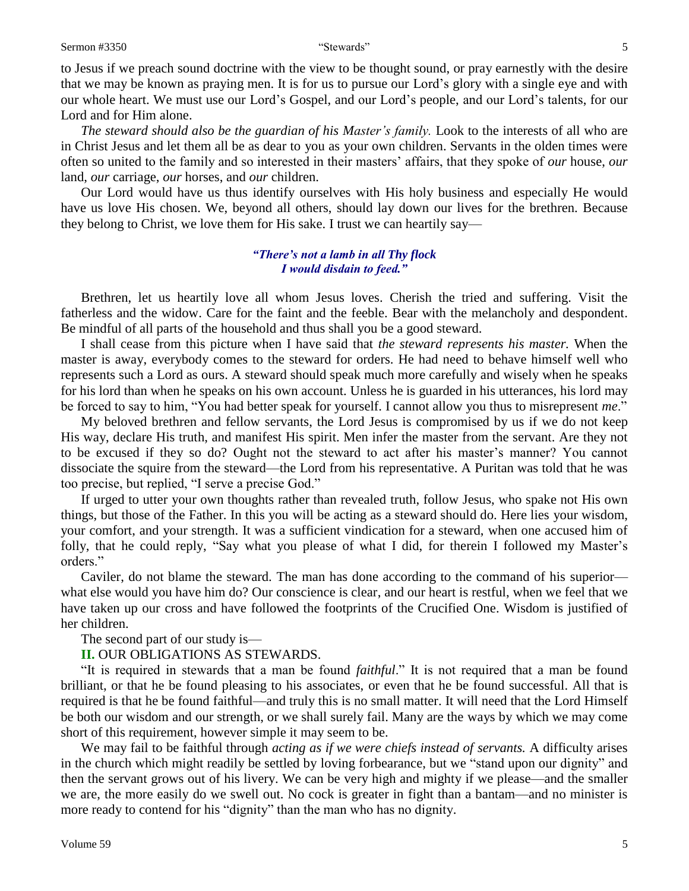to Jesus if we preach sound doctrine with the view to be thought sound, or pray earnestly with the desire that we may be known as praying men. It is for us to pursue our Lord's glory with a single eye and with our whole heart. We must use our Lord's Gospel, and our Lord's people, and our Lord's talents, for our Lord and for Him alone.

*The steward should also be the guardian of his Master's family.* Look to the interests of all who are in Christ Jesus and let them all be as dear to you as your own children. Servants in the olden times were often so united to the family and so interested in their masters' affairs, that they spoke of *our* house, *our* land, *our* carriage, *our* horses, and *our* children.

Our Lord would have us thus identify ourselves with His holy business and especially He would have us love His chosen. We, beyond all others, should lay down our lives for the brethren. Because they belong to Christ, we love them for His sake. I trust we can heartily say—

> ***"There's not a lamb in all Thy flock***
> ***I would disdain to feed."***

Brethren, let us heartily love all whom Jesus loves. Cherish the tried and suffering. Visit the fatherless and the widow. Care for the faint and the feeble. Bear with the melancholy and despondent. Be mindful of all parts of the household and thus shall you be a good steward.

I shall cease from this picture when I have said that *the steward represents his master.* When the master is away, everybody comes to the steward for orders. He had need to behave himself well who represents such a Lord as ours. A steward should speak much more carefully and wisely when he speaks for his lord than when he speaks on his own account. Unless he is guarded in his utterances, his lord may be forced to say to him, "You had better speak for yourself. I cannot allow you thus to misrepresent *me*."

My beloved brethren and fellow servants, the Lord Jesus is compromised by us if we do not keep His way, declare His truth, and manifest His spirit. Men infer the master from the servant. Are they not to be excused if they so do? Ought not the steward to act after his master's manner? You cannot dissociate the squire from the steward—the Lord from his representative. A Puritan was told that he was too precise, but replied, "I serve a precise God."

If urged to utter your own thoughts rather than revealed truth, follow Jesus, who spake not His own things, but those of the Father. In this you will be acting as a steward should do. Here lies your wisdom, your comfort, and your strength. It was a sufficient vindication for a steward, when one accused him of folly, that he could reply, "Say what you please of what I did, for therein I followed my Master's orders."

Caviler, do not blame the steward. The man has done according to the command of his superior—what else would you have him do? Our conscience is clear, and our heart is restful, when we feel that we have taken up our cross and have followed the footprints of the Crucified One. Wisdom is justified of her children.

The second part of our study is—

## II. OUR OBLIGATIONS AS STEWARDS.

"It is required in stewards that a man be found *faithful*." It is not required that a man be found brilliant, or that he be found pleasing to his associates, or even that he be found successful. All that is required is that he be found faithful—and truly this is no small matter. It will need that the Lord Himself be both our wisdom and our strength, or we shall surely fail. Many are the ways by which we may come short of this requirement, however simple it may seem to be.

We may fail to be faithful through *acting as if we were chiefs instead of servants.* A difficulty arises in the church which might readily be settled by loving forbearance, but we "stand upon our dignity" and then the servant grows out of his livery. We can be very high and mighty if we please—and the smaller we are, the more easily do we swell out. No cock is greater in fight than a bantam—and no minister is more ready to contend for his "dignity" than the man who has no dignity.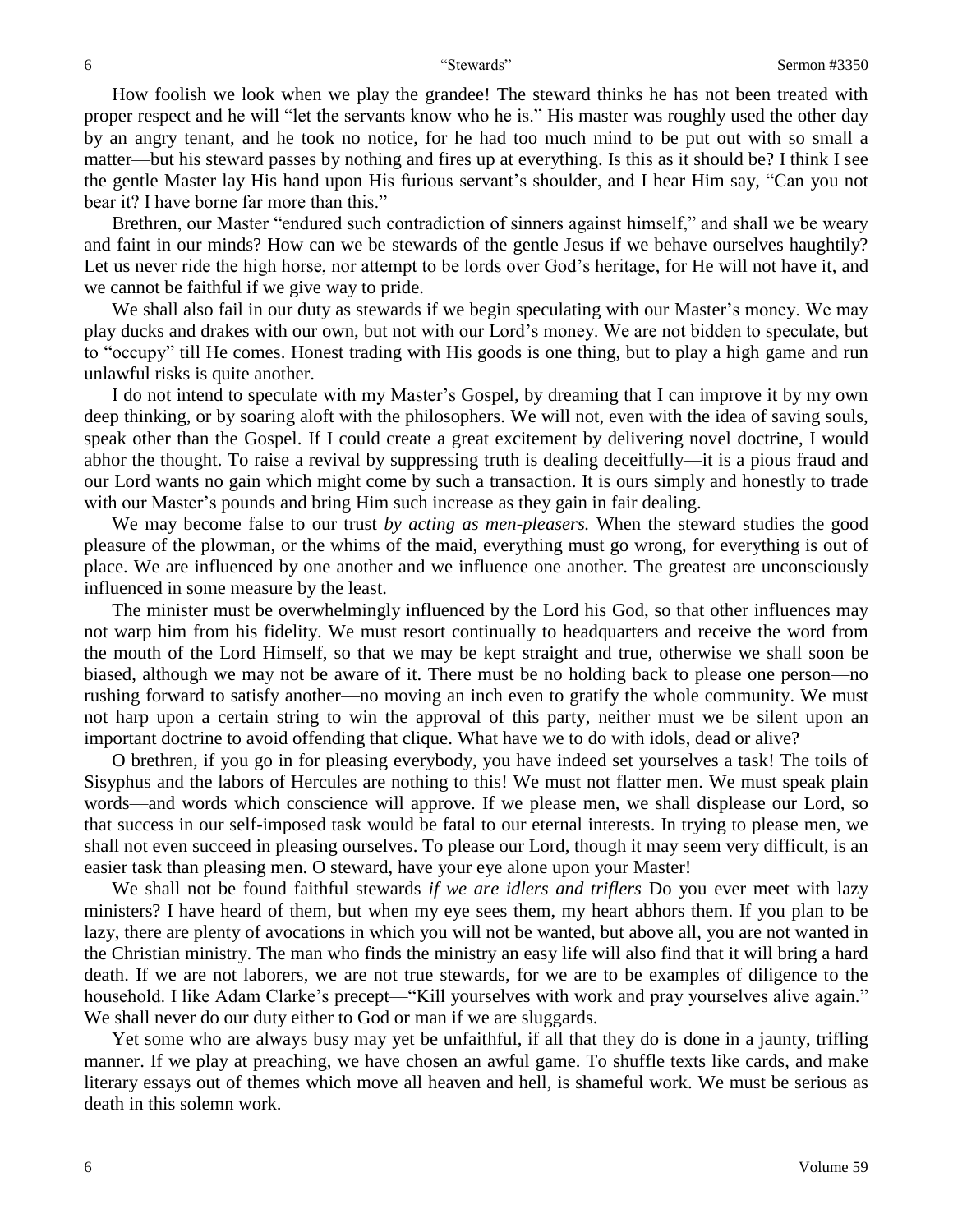How foolish we look when we play the grandee! The steward thinks he has not been treated with proper respect and he will "let the servants know who he is." His master was roughly used the other day by an angry tenant, and he took no notice, for he had too much mind to be put out with so small a matter—but his steward passes by nothing and fires up at everything. Is this as it should be? I think I see the gentle Master lay His hand upon His furious servant's shoulder, and I hear Him say, "Can you not bear it? I have borne far more than this."

Brethren, our Master "endured such contradiction of sinners against himself," and shall we be weary and faint in our minds? How can we be stewards of the gentle Jesus if we behave ourselves haughtily? Let us never ride the high horse, nor attempt to be lords over God's heritage, for He will not have it, and we cannot be faithful if we give way to pride.

We shall also fail in our duty as stewards if we begin speculating with our Master's money. We may play ducks and drakes with our own, but not with our Lord's money. We are not bidden to speculate, but to "occupy" till He comes. Honest trading with His goods is one thing, but to play a high game and run unlawful risks is quite another.

I do not intend to speculate with my Master's Gospel, by dreaming that I can improve it by my own deep thinking, or by soaring aloft with the philosophers. We will not, even with the idea of saving souls, speak other than the Gospel. If I could create a great excitement by delivering novel doctrine, I would abhor the thought. To raise a revival by suppressing truth is dealing deceitfully—it is a pious fraud and our Lord wants no gain which might come by such a transaction. It is ours simply and honestly to trade with our Master's pounds and bring Him such increase as they gain in fair dealing.

We may become false to our trust *by acting as men-pleasers.* When the steward studies the good pleasure of the plowman, or the whims of the maid, everything must go wrong, for everything is out of place. We are influenced by one another and we influence one another. The greatest are unconsciously influenced in some measure by the least.

The minister must be overwhelmingly influenced by the Lord his God, so that other influences may not warp him from his fidelity. We must resort continually to headquarters and receive the word from the mouth of the Lord Himself, so that we may be kept straight and true, otherwise we shall soon be biased, although we may not be aware of it. There must be no holding back to please one person—no rushing forward to satisfy another—no moving an inch even to gratify the whole community. We must not harp upon a certain string to win the approval of this party, neither must we be silent upon an important doctrine to avoid offending that clique. What have we to do with idols, dead or alive?

O brethren, if you go in for pleasing everybody, you have indeed set yourselves a task! The toils of Sisyphus and the labors of Hercules are nothing to this! We must not flatter men. We must speak plain words—and words which conscience will approve. If we please men, we shall displease our Lord, so that success in our self-imposed task would be fatal to our eternal interests. In trying to please men, we shall not even succeed in pleasing ourselves. To please our Lord, though it may seem very difficult, is an easier task than pleasing men. O steward, have your eye alone upon your Master!

We shall not be found faithful stewards *if we are idlers and triflers* Do you ever meet with lazy ministers? I have heard of them, but when my eye sees them, my heart abhors them. If you plan to be lazy, there are plenty of avocations in which you will not be wanted, but above all, you are not wanted in the Christian ministry. The man who finds the ministry an easy life will also find that it will bring a hard death. If we are not laborers, we are not true stewards, for we are to be examples of diligence to the household. I like Adam Clarke's precept—"Kill yourselves with work and pray yourselves alive again." We shall never do our duty either to God or man if we are sluggards.

Yet some who are always busy may yet be unfaithful, if all that they do is done in a jaunty, trifling manner. If we play at preaching, we have chosen an awful game. To shuffle texts like cards, and make literary essays out of themes which move all heaven and hell, is shameful work. We must be serious as death in this solemn work.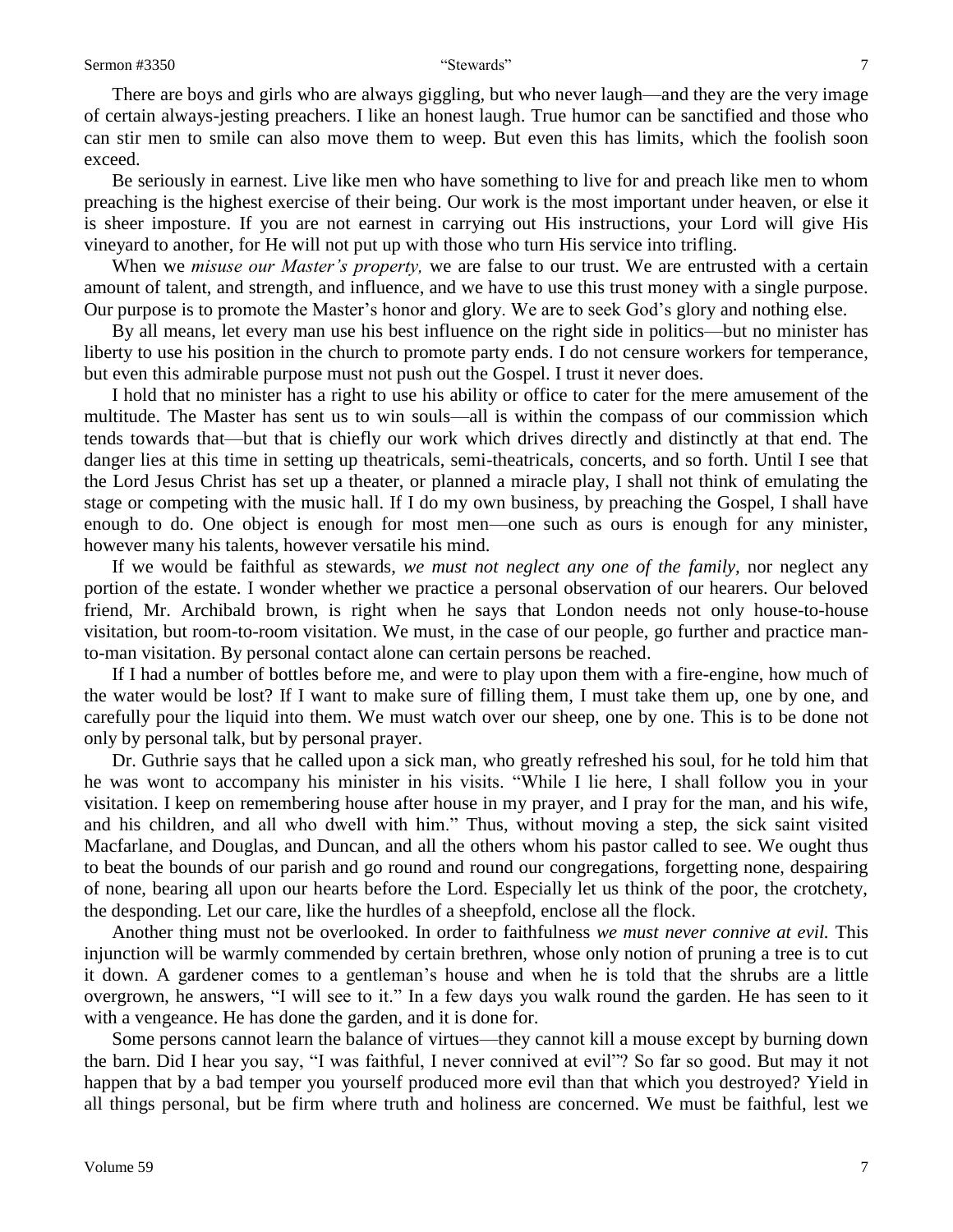There are boys and girls who are always giggling, but who never laugh—and they are the very image of certain always-jesting preachers. I like an honest laugh. True humor can be sanctified and those who can stir men to smile can also move them to weep. But even this has limits, which the foolish soon exceed.

Be seriously in earnest. Live like men who have something to live for and preach like men to whom preaching is the highest exercise of their being. Our work is the most important under heaven, or else it is sheer imposture. If you are not earnest in carrying out His instructions, your Lord will give His vineyard to another, for He will not put up with those who turn His service into trifling.

When we *misuse our Master's property,* we are false to our trust. We are entrusted with a certain amount of talent, and strength, and influence, and we have to use this trust money with a single purpose. Our purpose is to promote the Master's honor and glory. We are to seek God's glory and nothing else.

By all means, let every man use his best influence on the right side in politics—but no minister has liberty to use his position in the church to promote party ends. I do not censure workers for temperance, but even this admirable purpose must not push out the Gospel. I trust it never does.

I hold that no minister has a right to use his ability or office to cater for the mere amusement of the multitude. The Master has sent us to win souls—all is within the compass of our commission which tends towards that—but that is chiefly our work which drives directly and distinctly at that end. The danger lies at this time in setting up theatricals, semi-theatricals, concerts, and so forth. Until I see that the Lord Jesus Christ has set up a theater, or planned a miracle play, I shall not think of emulating the stage or competing with the music hall. If I do my own business, by preaching the Gospel, I shall have enough to do. One object is enough for most men—one such as ours is enough for any minister, however many his talents, however versatile his mind.

If we would be faithful as stewards, *we must not neglect any one of the family,* nor neglect any portion of the estate. I wonder whether we practice a personal observation of our hearers. Our beloved friend, Mr. Archibald brown, is right when he says that London needs not only house-to-house visitation, but room-to-room visitation. We must, in the case of our people, go further and practice man-to-man visitation. By personal contact alone can certain persons be reached.

If I had a number of bottles before me, and were to play upon them with a fire-engine, how much of the water would be lost? If I want to make sure of filling them, I must take them up, one by one, and carefully pour the liquid into them. We must watch over our sheep, one by one. This is to be done not only by personal talk, but by personal prayer.

Dr. Guthrie says that he called upon a sick man, who greatly refreshed his soul, for he told him that he was wont to accompany his minister in his visits. "While I lie here, I shall follow you in your visitation. I keep on remembering house after house in my prayer, and I pray for the man, and his wife, and his children, and all who dwell with him." Thus, without moving a step, the sick saint visited Macfarlane, and Douglas, and Duncan, and all the others whom his pastor called to see. We ought thus to beat the bounds of our parish and go round and round our congregations, forgetting none, despairing of none, bearing all upon our hearts before the Lord. Especially let us think of the poor, the crotchety, the desponding. Let our care, like the hurdles of a sheepfold, enclose all the flock.

Another thing must not be overlooked. In order to faithfulness *we must never connive at evil.* This injunction will be warmly commended by certain brethren, whose only notion of pruning a tree is to cut it down. A gardener comes to a gentleman's house and when he is told that the shrubs are a little overgrown, he answers, "I will see to it." In a few days you walk round the garden. He has seen to it with a vengeance. He has done the garden, and it is done for.

Some persons cannot learn the balance of virtues—they cannot kill a mouse except by burning down the barn. Did I hear you say, "I was faithful, I never connived at evil"? So far so good. But may it not happen that by a bad temper you yourself produced more evil than that which you destroyed? Yield in all things personal, but be firm where truth and holiness are concerned. We must be faithful, lest we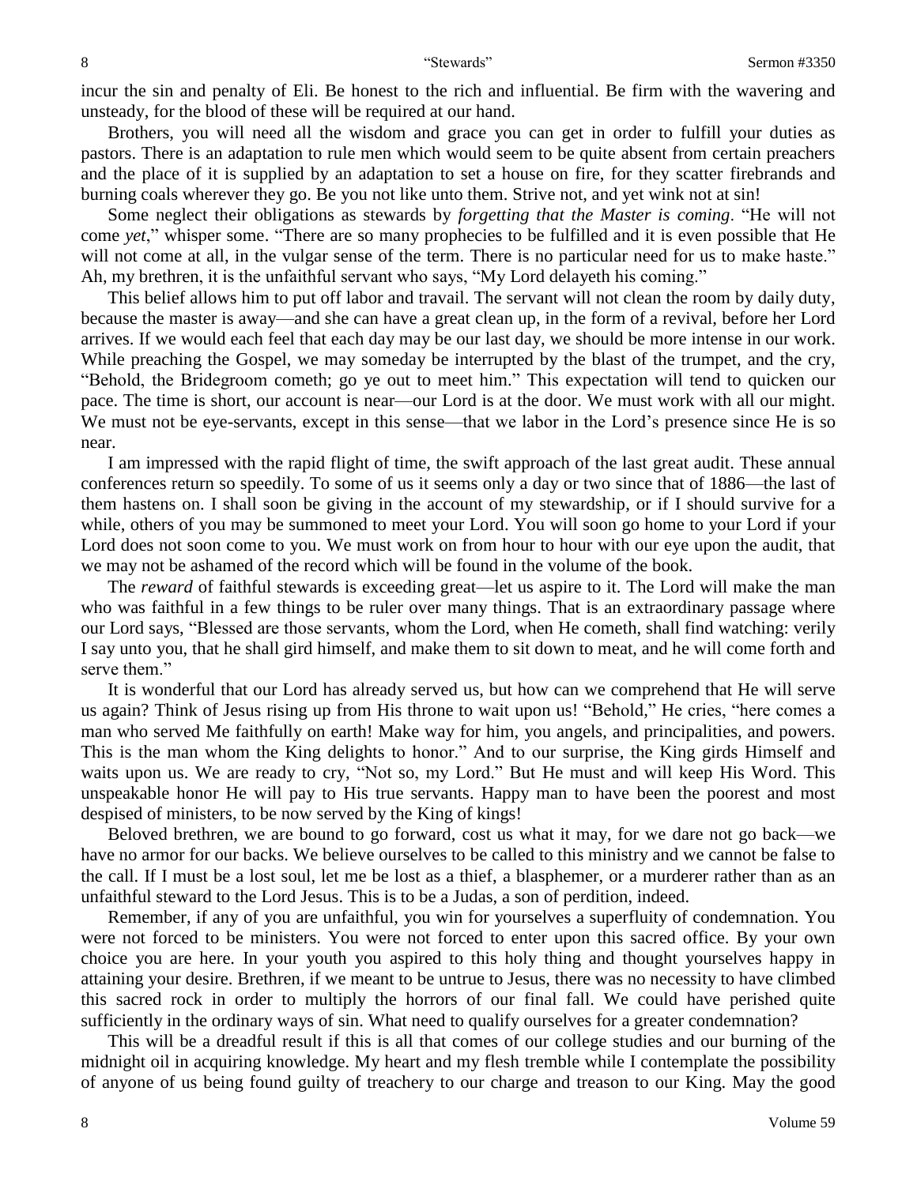incur the sin and penalty of Eli. Be honest to the rich and influential. Be firm with the wavering and unsteady, for the blood of these will be required at our hand.

Brothers, you will need all the wisdom and grace you can get in order to fulfill your duties as pastors. There is an adaptation to rule men which would seem to be quite absent from certain preachers and the place of it is supplied by an adaptation to set a house on fire, for they scatter firebrands and burning coals wherever they go. Be you not like unto them. Strive not, and yet wink not at sin!

Some neglect their obligations as stewards by *forgetting that the Master is coming*. "He will not come *yet*," whisper some. "There are so many prophecies to be fulfilled and it is even possible that He will not come at all, in the vulgar sense of the term. There is no particular need for us to make haste." Ah, my brethren, it is the unfaithful servant who says, "My Lord delayeth his coming."

This belief allows him to put off labor and travail. The servant will not clean the room by daily duty, because the master is away—and she can have a great clean up, in the form of a revival, before her Lord arrives. If we would each feel that each day may be our last day, we should be more intense in our work. While preaching the Gospel, we may someday be interrupted by the blast of the trumpet, and the cry, "Behold, the Bridegroom cometh; go ye out to meet him." This expectation will tend to quicken our pace. The time is short, our account is near—our Lord is at the door. We must work with all our might. We must not be eye-servants, except in this sense—that we labor in the Lord's presence since He is so near.

I am impressed with the rapid flight of time, the swift approach of the last great audit. These annual conferences return so speedily. To some of us it seems only a day or two since that of 1886—the last of them hastens on. I shall soon be giving in the account of my stewardship, or if I should survive for a while, others of you may be summoned to meet your Lord. You will soon go home to your Lord if your Lord does not soon come to you. We must work on from hour to hour with our eye upon the audit, that we may not be ashamed of the record which will be found in the volume of the book.

The *reward* of faithful stewards is exceeding great—let us aspire to it. The Lord will make the man who was faithful in a few things to be ruler over many things. That is an extraordinary passage where our Lord says, "Blessed are those servants, whom the Lord, when He cometh, shall find watching: verily I say unto you, that he shall gird himself, and make them to sit down to meat, and he will come forth and serve them."

It is wonderful that our Lord has already served us, but how can we comprehend that He will serve us again? Think of Jesus rising up from His throne to wait upon us! "Behold," He cries, "here comes a man who served Me faithfully on earth! Make way for him, you angels, and principalities, and powers. This is the man whom the King delights to honor." And to our surprise, the King girds Himself and waits upon us. We are ready to cry, "Not so, my Lord." But He must and will keep His Word. This unspeakable honor He will pay to His true servants. Happy man to have been the poorest and most despised of ministers, to be now served by the King of kings!

Beloved brethren, we are bound to go forward, cost us what it may, for we dare not go back—we have no armor for our backs. We believe ourselves to be called to this ministry and we cannot be false to the call. If I must be a lost soul, let me be lost as a thief, a blasphemer, or a murderer rather than as an unfaithful steward to the Lord Jesus. This is to be a Judas, a son of perdition, indeed.

Remember, if any of you are unfaithful, you win for yourselves a superfluity of condemnation. You were not forced to be ministers. You were not forced to enter upon this sacred office. By your own choice you are here. In your youth you aspired to this holy thing and thought yourselves happy in attaining your desire. Brethren, if we meant to be untrue to Jesus, there was no necessity to have climbed this sacred rock in order to multiply the horrors of our final fall. We could have perished quite sufficiently in the ordinary ways of sin. What need to qualify ourselves for a greater condemnation?

This will be a dreadful result if this is all that comes of our college studies and our burning of the midnight oil in acquiring knowledge. My heart and my flesh tremble while I contemplate the possibility of anyone of us being found guilty of treachery to our charge and treason to our King. May the good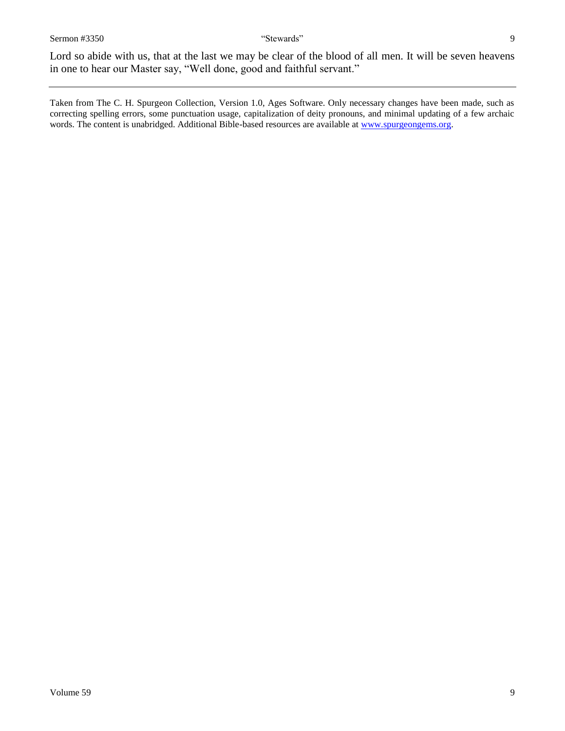Lord so abide with us, that at the last we may be clear of the blood of all men. It will be seven heavens in one to hear our Master say, "Well done, good and faithful servant."

---

Taken from The C. H. Spurgeon Collection, Version 1.0, Ages Software. Only necessary changes have been made, such as correcting spelling errors, some punctuation usage, capitalization of deity pronouns, and minimal updating of a few archaic words. The content is unabridged. Additional Bible-based resources are available at [www.spurgeongems.org](http://www.spurgeongems.org).